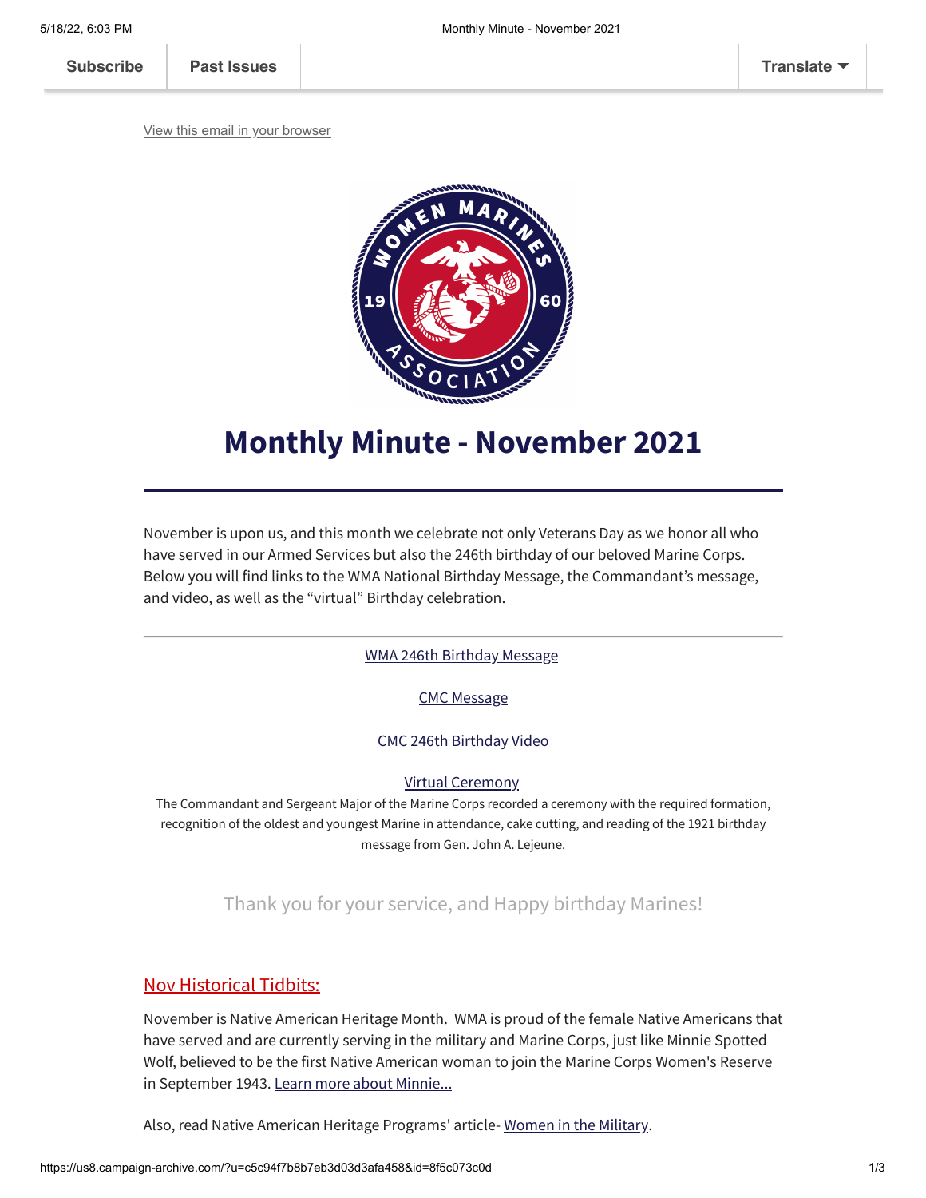Subscribe | Past Issues | Translate

View this email in your browser

# Monthly Minute - November 2021

November is upon us, and this month we celebrate not only Veterans Day as we honor all who have served in our Armed Services but also the 246th birthday of our beloved Marine Corps. Below you will find links to the WMA National Birthday Message, the Commandant's message, and video, as well as the "virtual" Birthday celebration.

---

WMA 246th Birthday Message

CMC Message

CMC 246th Birthday Video

Virtual Ceremony

The Commandant and Sergeant Major of the Marine Corps recorded a ceremony with the required formation, recognition of the oldest and youngest Marine in attendance, cake cutting, and reading of the 1921 birthday message from Gen. John A. Lejeune.

Thank you for your service, and Happy birthday Marines!

## Nov Historical Tidbits:

November is Native American Heritage Month. WMA is proud of the female Native Americans that have served and are currently serving in the military and Marine Corps, just like Minnie Spotted Wolf, believed to be the first Native American woman to join the Marine Corps Women's Reserve in September 1943. Learn more about Minnie...

Also, read Native American Heritage Programs' article- Women in the Military.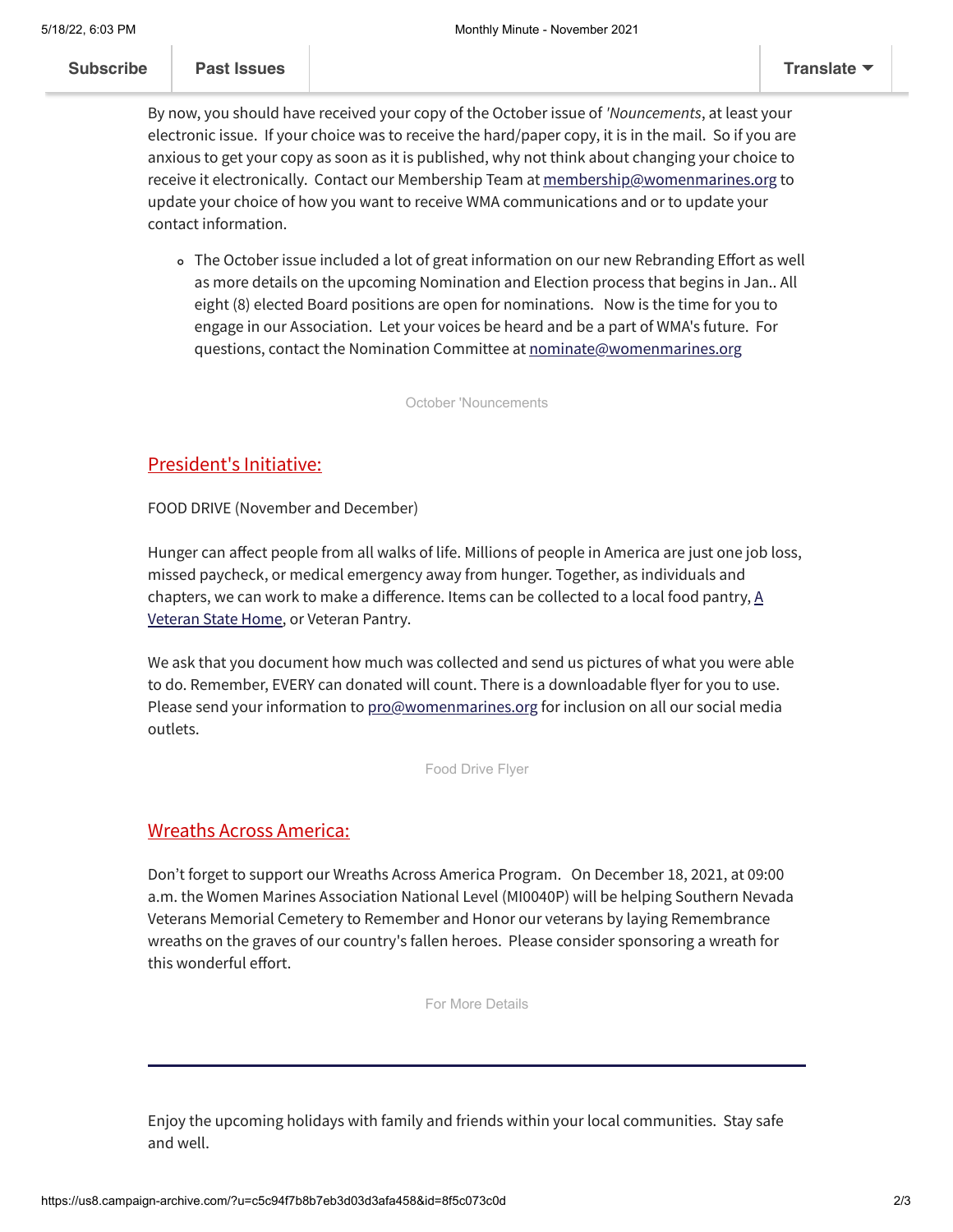Subscribe | Past Issues | Translate

By now, you should have received your copy of the October issue of *'Nouncements*, at least your electronic issue. If your choice was to receive the hard/paper copy, it is in the mail. So if you are anxious to get your copy as soon as it is published, why not think about changing your choice to receive it electronically. Contact our Membership Team at membership@womenmarines.org to update your choice of how you want to receive WMA communications and or to update your contact information.

- The October issue included a lot of great information on our new Rebranding Effort as well as more details on the upcoming Nomination and Election process that begins in Jan.. All eight (8) elected Board positions are open for nominations. Now is the time for you to engage in our Association. Let your voices be heard and be a part of WMA's future. For questions, contact the Nomination Committee at nominate@womenmarines.org

October 'Nouncements

## President's Initiative:

FOOD DRIVE (November and December)

Hunger can affect people from all walks of life. Millions of people in America are just one job loss, missed paycheck, or medical emergency away from hunger. Together, as individuals and chapters, we can work to make a difference. Items can be collected to a local food pantry, A Veteran State Home, or Veteran Pantry.

We ask that you document how much was collected and send us pictures of what you were able to do. Remember, EVERY can donated will count. There is a downloadable flyer for you to use. Please send your information to pro@womenmarines.org for inclusion on all our social media outlets.

Food Drive Flyer

## Wreaths Across America:

Don't forget to support our Wreaths Across America Program. On December 18, 2021, at 09:00 a.m. the Women Marines Association National Level (MI0040P) will be helping Southern Nevada Veterans Memorial Cemetery to Remember and Honor our veterans by laying Remembrance wreaths on the graves of our country's fallen heroes. Please consider sponsoring a wreath for this wonderful effort.

For More Details

---

Enjoy the upcoming holidays with family and friends within your local communities. Stay safe and well.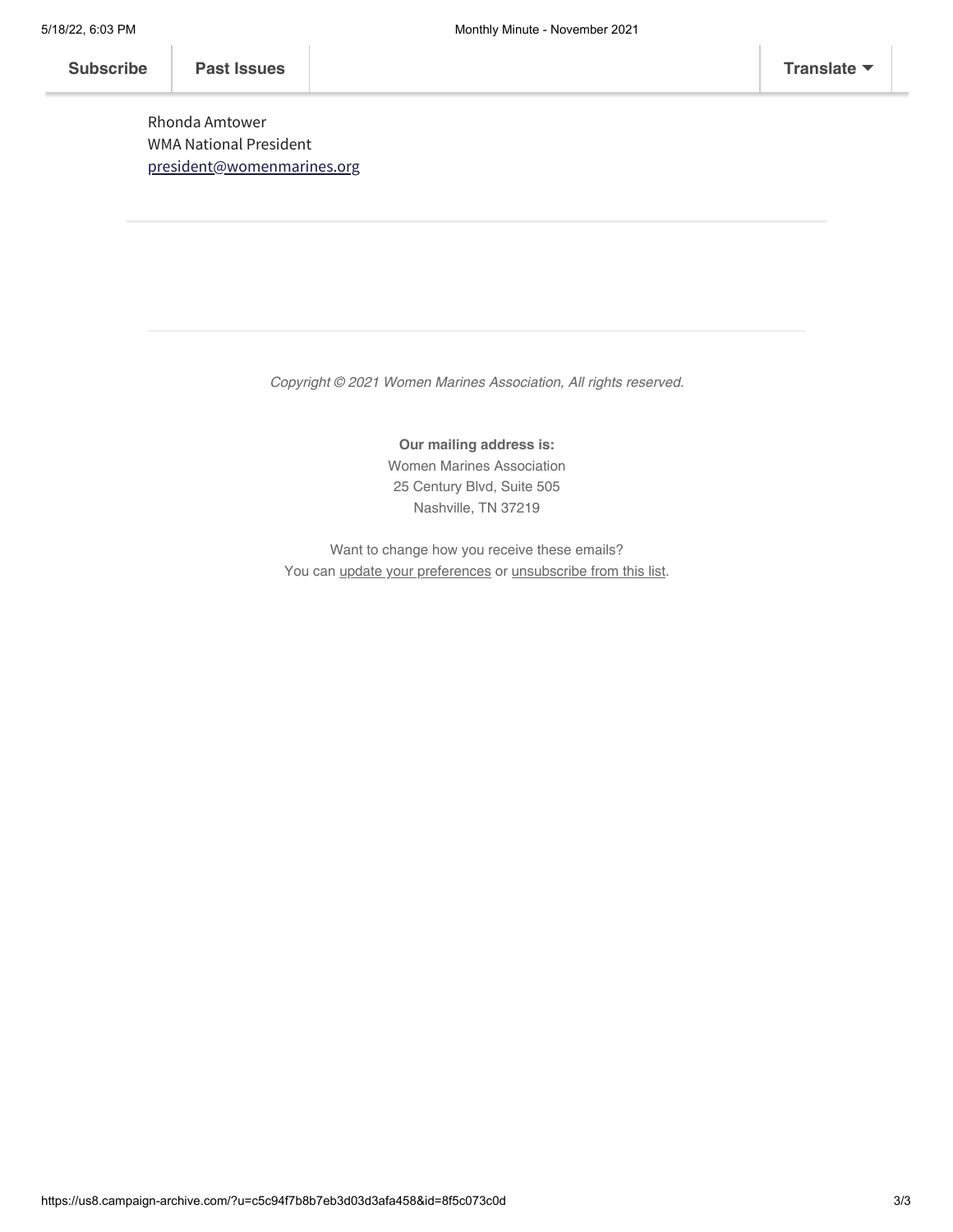Rhonda Amtower
WMA National President
president@womenmarines.org

---

*Copyright © 2021 Women Marines Association, All rights reserved.*

**Our mailing address is:**
Women Marines Association
25 Century Blvd, Suite 505
Nashville, TN 37219

Want to change how you receive these emails?
You can update your preferences or unsubscribe from this list.